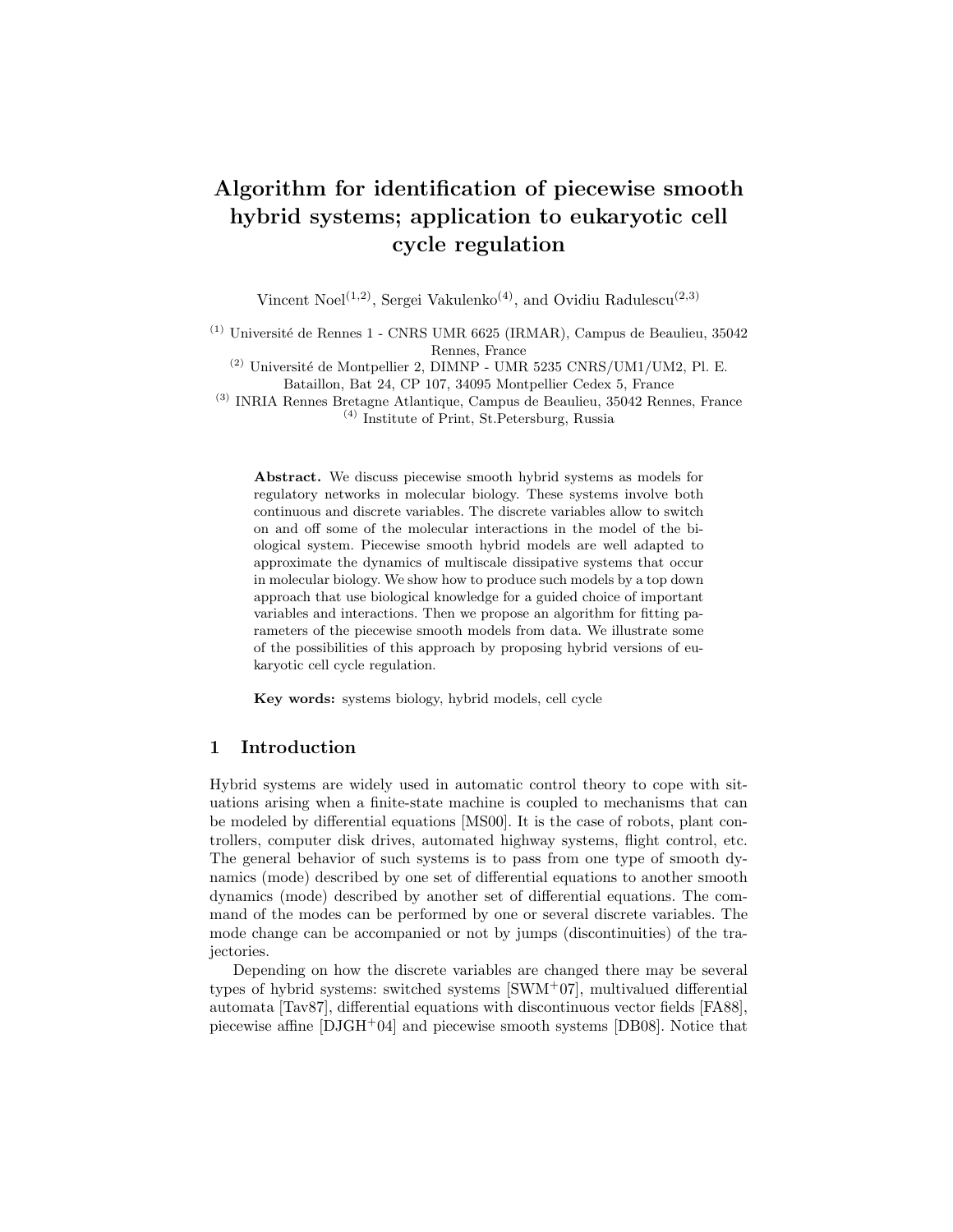# Algorithm for identification of piecewise smooth hybrid systems; application to eukaryotic cell cycle regulation

Vincent Noel[(1,2)], Sergei Vakulenko[(4)], and Ovidiu Radulescu[(2,3)]

[(1)] Université de Rennes 1 - CNRS UMR 6625 (IRMAR), Campus de Beaulieu, 35042 Rennes, France
[(2)] Université de Montpellier 2, DIMNP - UMR 5235 CNRS/UM1/UM2, Pl. E. Bataillon, Bat 24, CP 107, 34095 Montpellier Cedex 5, France
[(3)] INRIA Rennes Bretagne Atlantique, Campus de Beaulieu, 35042 Rennes, France
[(4)] Institute of Print, St.Petersburg, Russia

**Abstract.** We discuss piecewise smooth hybrid systems as models for regulatory networks in molecular biology. These systems involve both continuous and discrete variables. The discrete variables allow to switch on and off some of the molecular interactions in the model of the biological system. Piecewise smooth hybrid models are well adapted to approximate the dynamics of multiscale dissipative systems that occur in molecular biology. We show how to produce such models by a top down approach that use biological knowledge for a guided choice of important variables and interactions. Then we propose an algorithm for fitting parameters of the piecewise smooth models from data. We illustrate some of the possibilities of this approach by proposing hybrid versions of eukaryotic cell cycle regulation.

**Key words:** systems biology, hybrid models, cell cycle

## 1 Introduction

Hybrid systems are widely used in automatic control theory to cope with situations arising when a finite-state machine is coupled to mechanisms that can be modeled by differential equations [MS00]. It is the case of robots, plant controllers, computer disk drives, automated highway systems, flight control, etc. The general behavior of such systems is to pass from one type of smooth dynamics (mode) described by one set of differential equations to another smooth dynamics (mode) described by another set of differential equations. The command of the modes can be performed by one or several discrete variables. The mode change can be accompanied or not by jumps (discontinuities) of the trajectories.

Depending on how the discrete variables are changed there may be several types of hybrid systems: switched systems [SWM+07], multivalued differential automata [Tav87], differential equations with discontinuous vector fields [FA88], piecewise affine [DJGH+04] and piecewise smooth systems [DB08]. Notice that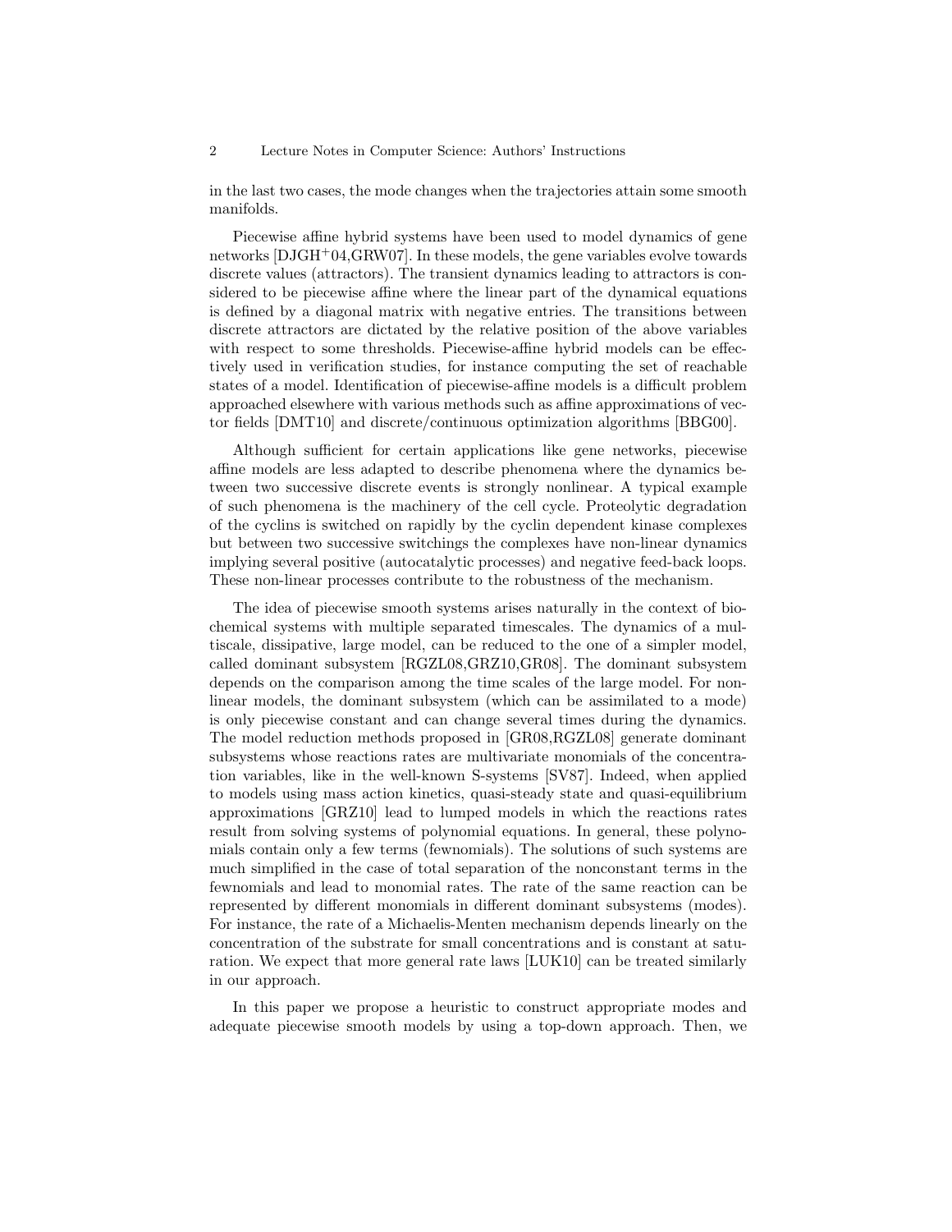in the last two cases, the mode changes when the trajectories attain some smooth manifolds.

Piecewise affine hybrid systems have been used to model dynamics of gene networks [DJGH$^+$04,GRW07]. In these models, the gene variables evolve towards discrete values (attractors). The transient dynamics leading to attractors is considered to be piecewise affine where the linear part of the dynamical equations is defined by a diagonal matrix with negative entries. The transitions between discrete attractors are dictated by the relative position of the above variables with respect to some thresholds. Piecewise-affine hybrid models can be effectively used in verification studies, for instance computing the set of reachable states of a model. Identification of piecewise-affine models is a difficult problem approached elsewhere with various methods such as affine approximations of vector fields [DMT10] and discrete/continuous optimization algorithms [BBG00].

Although sufficient for certain applications like gene networks, piecewise affine models are less adapted to describe phenomena where the dynamics between two successive discrete events is strongly nonlinear. A typical example of such phenomena is the machinery of the cell cycle. Proteolytic degradation of the cyclins is switched on rapidly by the cyclin dependent kinase complexes but between two successive switchings the complexes have non-linear dynamics implying several positive (autocatalytic processes) and negative feed-back loops. These non-linear processes contribute to the robustness of the mechanism.

The idea of piecewise smooth systems arises naturally in the context of biochemical systems with multiple separated timescales. The dynamics of a multiscale, dissipative, large model, can be reduced to the one of a simpler model, called dominant subsystem [RGZL08,GRZ10,GR08]. The dominant subsystem depends on the comparison among the time scales of the large model. For nonlinear models, the dominant subsystem (which can be assimilated to a mode) is only piecewise constant and can change several times during the dynamics. The model reduction methods proposed in [GR08,RGZL08] generate dominant subsystems whose reactions rates are multivariate monomials of the concentration variables, like in the well-known S-systems [SV87]. Indeed, when applied to models using mass action kinetics, quasi-steady state and quasi-equilibrium approximations [GRZ10] lead to lumped models in which the reactions rates result from solving systems of polynomial equations. In general, these polynomials contain only a few terms (fewnomials). The solutions of such systems are much simplified in the case of total separation of the nonconstant terms in the fewnomials and lead to monomial rates. The rate of the same reaction can be represented by different monomials in different dominant subsystems (modes). For instance, the rate of a Michaelis-Menten mechanism depends linearly on the concentration of the substrate for small concentrations and is constant at saturation. We expect that more general rate laws [LUK10] can be treated similarly in our approach.

In this paper we propose a heuristic to construct appropriate modes and adequate piecewise smooth models by using a top-down approach. Then, we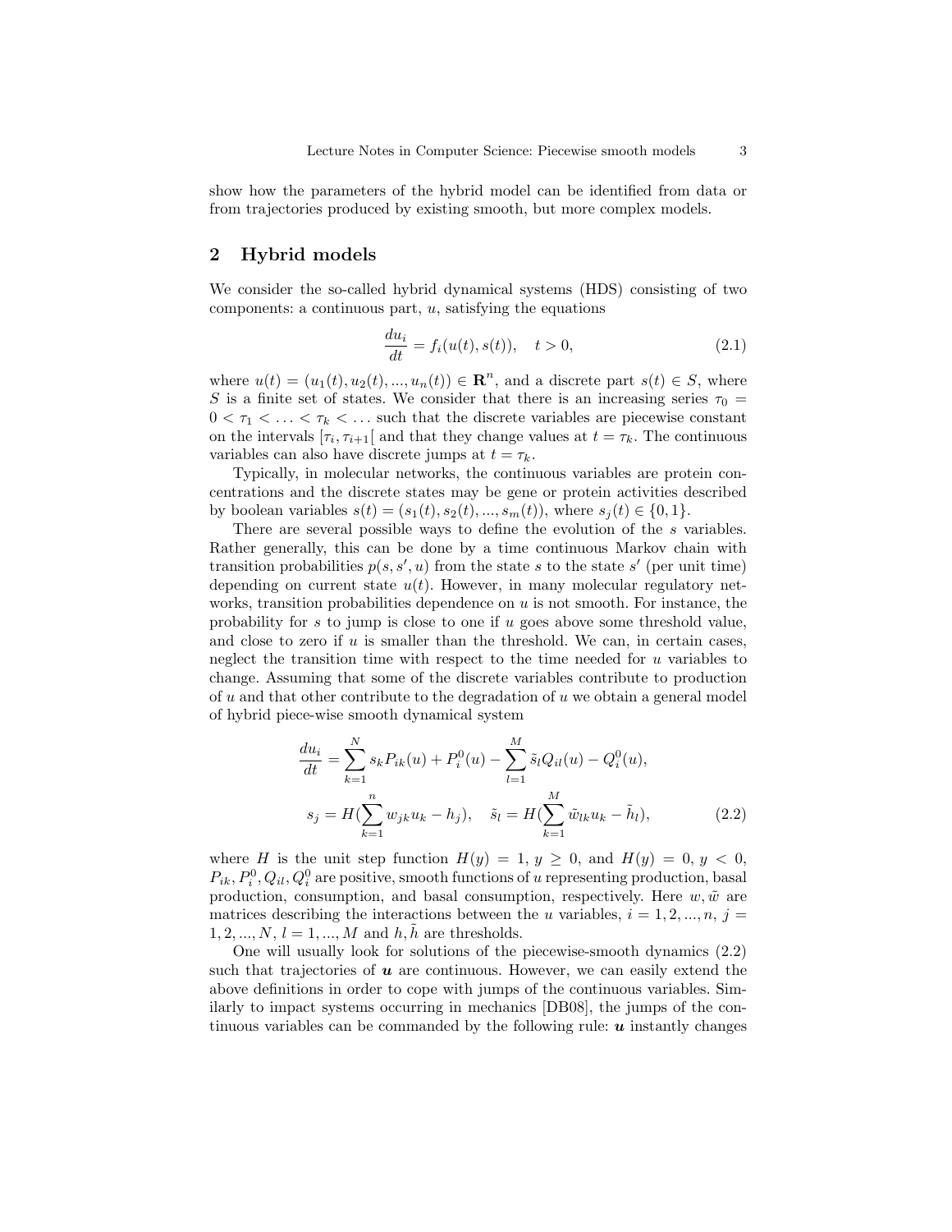show how the parameters of the hybrid model can be identified from data or from trajectories produced by existing smooth, but more complex models.

## 2 Hybrid models

We consider the so-called hybrid dynamical systems (HDS) consisting of two components: a continuous part, $u$, satisfying the equations

$$\frac{du_i}{dt} = f_i(u(t), s(t)), \quad t > 0, \tag{2.1}$$

where $u(t) = (u_1(t), u_2(t), ..., u_n(t)) \in \mathbf{R}^n$, and a discrete part $s(t) \in S$, where $S$ is a finite set of states. We consider that there is an increasing series $\tau_0 = 0 < \tau_1 < \ldots < \tau_k < \ldots$ such that the discrete variables are piecewise constant on the intervals $[\tau_i, \tau_{i+1}[$ and that they change values at $t = \tau_k$. The continuous variables can also have discrete jumps at $t = \tau_k$.

Typically, in molecular networks, the continuous variables are protein concentrations and the discrete states may be gene or protein activities described by boolean variables $s(t) = (s_1(t), s_2(t), ..., s_m(t))$, where $s_j(t) \in \{0, 1\}$.

There are several possible ways to define the evolution of the $s$ variables. Rather generally, this can be done by a time continuous Markov chain with transition probabilities $p(s, s', u)$ from the state $s$ to the state $s'$ (per unit time) depending on current state $u(t)$. However, in many molecular regulatory networks, transition probabilities dependence on $u$ is not smooth. For instance, the probability for $s$ to jump is close to one if $u$ goes above some threshold value, and close to zero if $u$ is smaller than the threshold. We can, in certain cases, neglect the transition time with respect to the time needed for $u$ variables to change. Assuming that some of the discrete variables contribute to production of $u$ and that other contribute to the degradation of $u$ we obtain a general model of hybrid piece-wise smooth dynamical system

$$\begin{aligned}
\frac{du_i}{dt} &= \sum_{k=1}^{N} s_k P_{ik}(u) + P_i^0(u) - \sum_{l=1}^{M} \tilde{s}_l Q_{il}(u) - Q_i^0(u), \\
s_j &= H(\sum_{k=1}^{n} w_{jk} u_k - h_j), \quad \tilde{s}_l = H(\sum_{k=1}^{M} \tilde{w}_{lk} u_k - \tilde{h}_l),
\end{aligned} \tag{2.2}$$

where $H$ is the unit step function $H(y) = 1,\ y \geq 0$, and $H(y) = 0,\ y < 0$, $P_{ik}, P_i^0, Q_{il}, Q_i^0$ are positive, smooth functions of $u$ representing production, basal production, consumption, and basal consumption, respectively. Here $w, \tilde{w}$ are matrices describing the interactions between the $u$ variables, $i = 1, 2, ..., n$, $j = 1, 2, ..., N$, $l = 1, ..., M$ and $h, \tilde{h}$ are thresholds.

One will usually look for solutions of the piecewise-smooth dynamics (2.2) such that trajectories of $\boldsymbol{u}$ are continuous. However, we can easily extend the above definitions in order to cope with jumps of the continuous variables. Similarly to impact systems occurring in mechanics [DB08], the jumps of the continuous variables can be commanded by the following rule: $\boldsymbol{u}$ instantly changes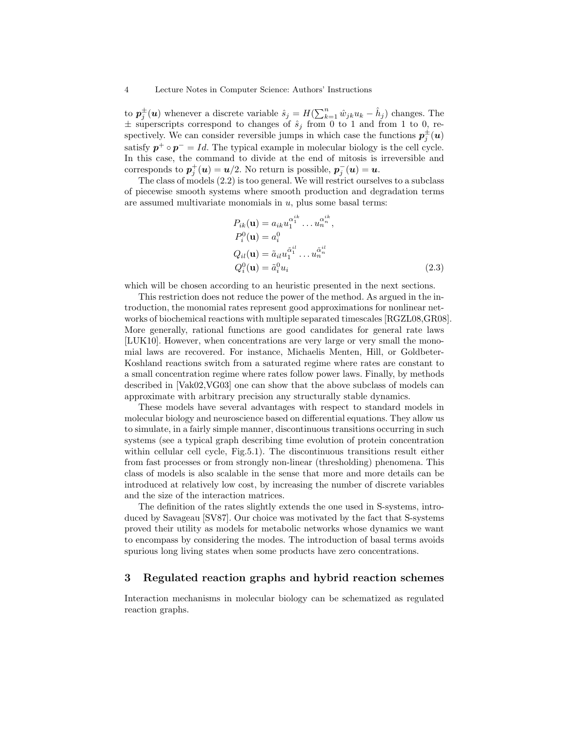to $\boldsymbol{p}_j^{\pm}(\boldsymbol{u})$ whenever a discrete variable $\hat{s}_j = H(\sum_{k=1}^{n} \hat{w}_{jk} u_k - \hat{h}_j)$ changes. The $\pm$ superscripts correspond to changes of $\hat{s}_j$ from 0 to 1 and from 1 to 0, respectively. We can consider reversible jumps in which case the functions $\boldsymbol{p}_j^{\pm}(\boldsymbol{u})$ satisfy $\boldsymbol{p}^{+} \circ \boldsymbol{p}^{-} = Id$. The typical example in molecular biology is the cell cycle. In this case, the command to divide at the end of mitosis is irreversible and corresponds to $\boldsymbol{p}_j^{+}(\boldsymbol{u}) = \boldsymbol{u}/2$. No return is possible, $\boldsymbol{p}_j^{-}(\boldsymbol{u}) = \boldsymbol{u}$.

The class of models (2.2) is too general. We will restrict ourselves to a subclass of piecewise smooth systems where smooth production and degradation terms are assumed multivariate monomials in $u$, plus some basal terms:

$$
\begin{aligned}
&P_{ik}(\mathbf{u}) = a_{ik} u_1^{\alpha_1^{ik}} \ldots u_n^{\alpha_n^{ik}}, \\
&P_i^0(\mathbf{u}) = a_i^0 \\
&Q_{il}(\mathbf{u}) = \tilde{a}_{il} u_1^{\tilde{\alpha}_1^{il}} \ldots u_n^{\tilde{\alpha}_n^{il}} \\
&Q_i^0(\mathbf{u}) = \tilde{a}_i^0 u_i
\end{aligned}
\tag{2.3}
$$

which will be chosen according to an heuristic presented in the next sections.

This restriction does not reduce the power of the method. As argued in the introduction, the monomial rates represent good approximations for nonlinear networks of biochemical reactions with multiple separated timescales [RGZL08,GR08]. More generally, rational functions are good candidates for general rate laws [LUK10]. However, when concentrations are very large or very small the monomial laws are recovered. For instance, Michaelis Menten, Hill, or Goldbeter-Koshland reactions switch from a saturated regime where rates are constant to a small concentration regime where rates follow power laws. Finally, by methods described in [Vak02,VG03] one can show that the above subclass of models can approximate with arbitrary precision any structurally stable dynamics.

These models have several advantages with respect to standard models in molecular biology and neuroscience based on differential equations. They allow us to simulate, in a fairly simple manner, discontinuous transitions occurring in such systems (see a typical graph describing time evolution of protein concentration within cellular cell cycle, Fig.5.1). The discontinuous transitions result either from fast processes or from strongly non-linear (thresholding) phenomena. This class of models is also scalable in the sense that more and more details can be introduced at relatively low cost, by increasing the number of discrete variables and the size of the interaction matrices.

The definition of the rates slightly extends the one used in S-systems, introduced by Savageau [SV87]. Our choice was motivated by the fact that S-systems proved their utility as models for metabolic networks whose dynamics we want to encompass by considering the modes. The introduction of basal terms avoids spurious long living states when some products have zero concentrations.

## 3 Regulated reaction graphs and hybrid reaction schemes

Interaction mechanisms in molecular biology can be schematized as regulated reaction graphs.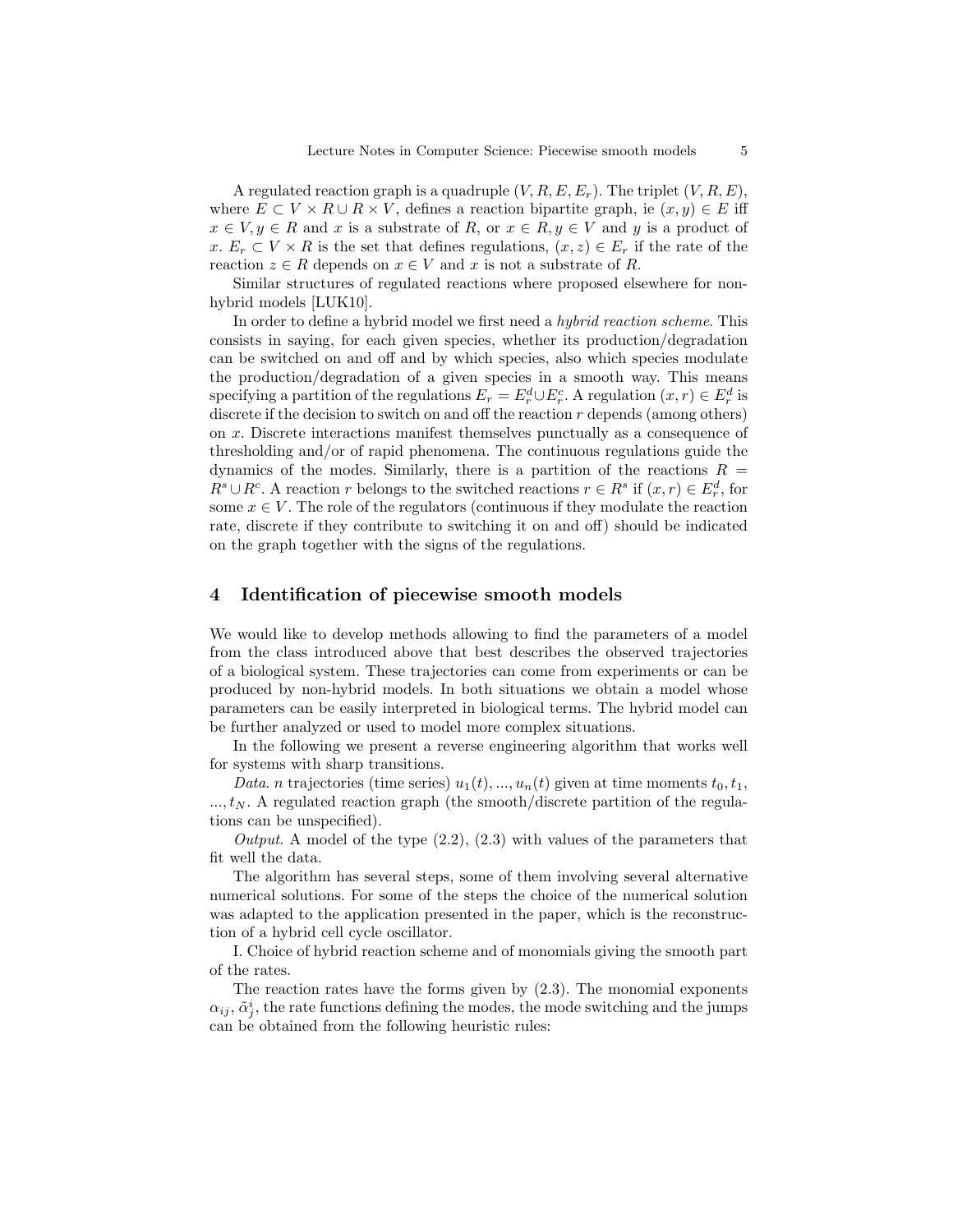A regulated reaction graph is a quadruple $(V, R, E, E_r)$. The triplet $(V, R, E)$, where $E \subset V \times R \cup R \times V$, defines a reaction bipartite graph, ie $(x, y) \in E$ iff $x \in V, y \in R$ and $x$ is a substrate of $R$, or $x \in R, y \in V$ and $y$ is a product of $x$. $E_r \subset V \times R$ is the set that defines regulations, $(x, z) \in E_r$ if the rate of the reaction $z \in R$ depends on $x \in V$ and $x$ is not a substrate of $R$.

Similar structures of regulated reactions where proposed elsewhere for non-hybrid models [LUK10].

In order to define a hybrid model we first need a *hybrid reaction scheme*. This consists in saying, for each given species, whether its production/degradation can be switched on and off and by which species, also which species modulate the production/degradation of a given species in a smooth way. This means specifying a partition of the regulations $E_r = E_r^d \cup E_r^c$. A regulation $(x, r) \in E_r^d$ is discrete if the decision to switch on and off the reaction $r$ depends (among others) on $x$. Discrete interactions manifest themselves punctually as a consequence of thresholding and/or of rapid phenomena. The continuous regulations guide the dynamics of the modes. Similarly, there is a partition of the reactions $R = R^s \cup R^c$. A reaction $r$ belongs to the switched reactions $r \in R^s$ if $(x, r) \in E_r^d$, for some $x \in V$. The role of the regulators (continuous if they modulate the reaction rate, discrete if they contribute to switching it on and off) should be indicated on the graph together with the signs of the regulations.

## 4 Identification of piecewise smooth models

We would like to develop methods allowing to find the parameters of a model from the class introduced above that best describes the observed trajectories of a biological system. These trajectories can come from experiments or can be produced by non-hybrid models. In both situations we obtain a model whose parameters can be easily interpreted in biological terms. The hybrid model can be further analyzed or used to model more complex situations.

In the following we present a reverse engineering algorithm that works well for systems with sharp transitions.

*Data*. $n$ trajectories (time series) $u_1(t), ..., u_n(t)$ given at time moments $t_0, t_1, ..., t_N$. A regulated reaction graph (the smooth/discrete partition of the regulations can be unspecified).

*Output*. A model of the type (2.2), (2.3) with values of the parameters that fit well the data.

The algorithm has several steps, some of them involving several alternative numerical solutions. For some of the steps the choice of the numerical solution was adapted to the application presented in the paper, which is the reconstruction of a hybrid cell cycle oscillator.

I. Choice of hybrid reaction scheme and of monomials giving the smooth part of the rates.

The reaction rates have the forms given by (2.3). The monomial exponents $\alpha_{ij}, \tilde{\alpha}_j^i$, the rate functions defining the modes, the mode switching and the jumps can be obtained from the following heuristic rules: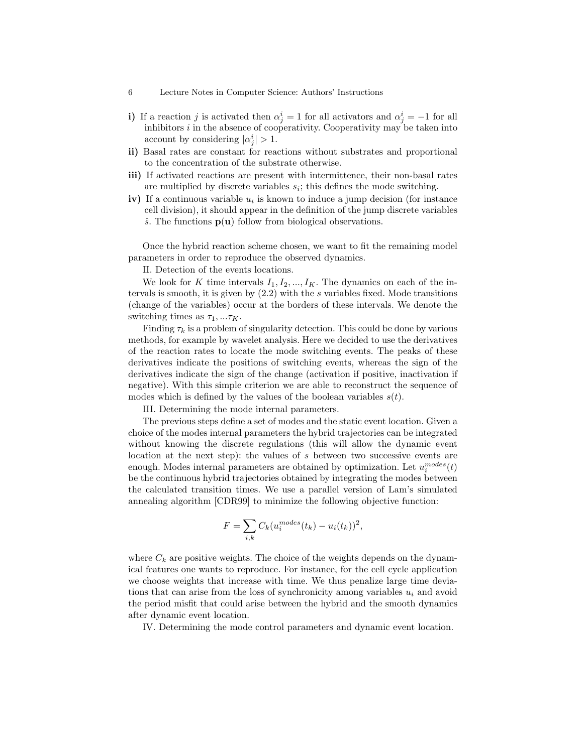**i)** If a reaction $j$ is activated then $\alpha_j^i = 1$ for all activators and $\alpha_j^i = -1$ for all inhibitors $i$ in the absence of cooperativity. Cooperativity may be taken into account by considering $|\alpha_j^i| > 1$.

**ii)** Basal rates are constant for reactions without substrates and proportional to the concentration of the substrate otherwise.

**iii)** If activated reactions are present with intermittence, their non-basal rates are multiplied by discrete variables $s_i$; this defines the mode switching.

**iv)** If a continuous variable $u_i$ is known to induce a jump decision (for instance cell division), it should appear in the definition of the jump discrete variables $\hat{s}$. The functions $\mathbf{p}(\mathbf{u})$ follow from biological observations.

Once the hybrid reaction scheme chosen, we want to fit the remaining model parameters in order to reproduce the observed dynamics.

II. Detection of the events locations.

We look for $K$ time intervals $I_1, I_2, ..., I_K$. The dynamics on each of the intervals is smooth, it is given by (2.2) with the $s$ variables fixed. Mode transitions (change of the variables) occur at the borders of these intervals. We denote the switching times as $\tau_1, ...\tau_K$.

Finding $\tau_k$ is a problem of singularity detection. This could be done by various methods, for example by wavelet analysis. Here we decided to use the derivatives of the reaction rates to locate the mode switching events. The peaks of these derivatives indicate the positions of switching events, whereas the sign of the derivatives indicate the sign of the change (activation if positive, inactivation if negative). With this simple criterion we are able to reconstruct the sequence of modes which is defined by the values of the boolean variables $s(t)$.

III. Determining the mode internal parameters.

The previous steps define a set of modes and the static event location. Given a choice of the modes internal parameters the hybrid trajectories can be integrated without knowing the discrete regulations (this will allow the dynamic event location at the next step): the values of $s$ between two successive events are enough. Modes internal parameters are obtained by optimization. Let $u_i^{modes}(t)$ be the continuous hybrid trajectories obtained by integrating the modes between the calculated transition times. We use a parallel version of Lam's simulated annealing algorithm [CDR99] to minimize the following objective function:

$$F = \sum_{i,k} C_k (u_i^{modes}(t_k) - u_i(t_k))^2,$$

where $C_k$ are positive weights. The choice of the weights depends on the dynamical features one wants to reproduce. For instance, for the cell cycle application we choose weights that increase with time. We thus penalize large time deviations that can arise from the loss of synchronicity among variables $u_i$ and avoid the period misfit that could arise between the hybrid and the smooth dynamics after dynamic event location.

IV. Determining the mode control parameters and dynamic event location.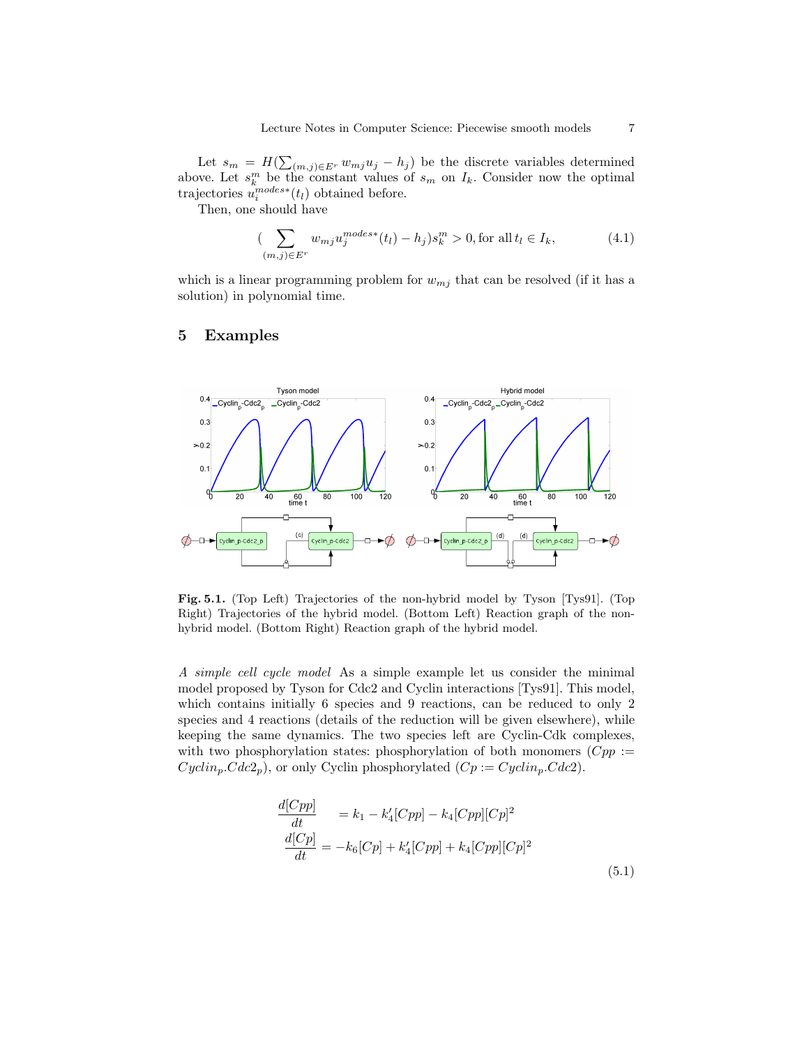Let $s_m = H(\sum_{(m,j)\in E^r} w_{mj}u_j - h_j)$ be the discrete variables determined above. Let $s_k^m$ be the constant values of $s_m$ on $I_k$. Consider now the optimal trajectories $u_i^{modes*}(t_l)$ obtained before.

Then, one should have

$$(\sum_{(m,j)\in E^r} w_{mj}u_j^{modes*}(t_l) - h_j)s_k^m > 0, \text{for all}\, t_l \in I_k, \tag{4.1}$$

which is a linear programming problem for $w_{mj}$ that can be resolved (if it has a solution) in polynomial time.

## 5 Examples

**Fig. 5.1.** (Top Left) Trajectories of the non-hybrid model by Tyson [Tys91]. (Top Right) Trajectories of the hybrid model. (Bottom Left) Reaction graph of the non-hybrid model. (Bottom Right) Reaction graph of the hybrid model.

*A simple cell cycle model* As a simple example let us consider the minimal model proposed by Tyson for Cdc2 and Cyclin interactions [Tys91]. This model, which contains initially 6 species and 9 reactions, can be reduced to only 2 species and 4 reactions (details of the reduction will be given elsewhere), while keeping the same dynamics. The two species left are Cyclin-Cdk complexes, with two phosphorylation states: phosphorylation of both monomers ($Cpp := Cyclin_p.Cdc2_p$), or only Cyclin phosphorylated ($Cp := Cyclin_p.Cdc2$).

$$\begin{aligned}
\frac{d[Cpp]}{dt} &= k_1 - k_4'[Cpp] - k_4[Cpp][Cp]^2 \\
\frac{d[Cp]}{dt} &= -k_6[Cp] + k_4'[Cpp] + k_4[Cpp][Cp]^2
\end{aligned} \tag{5.1}$$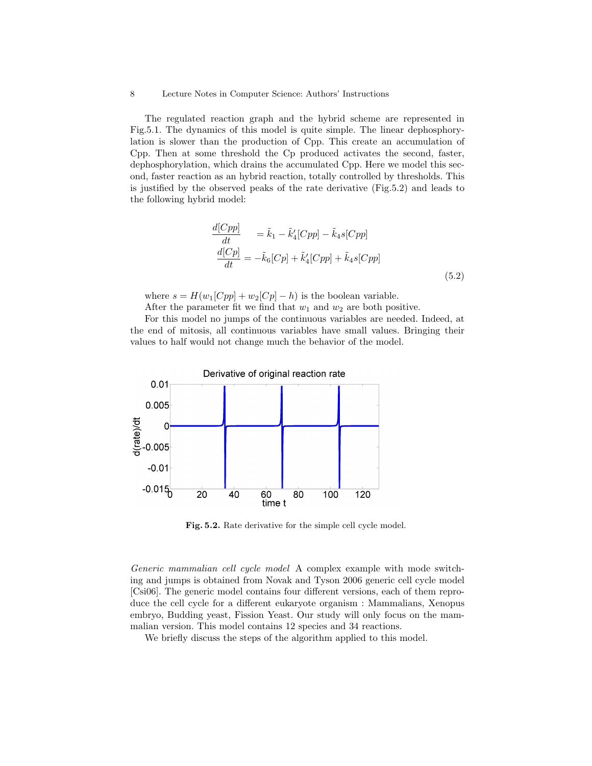The regulated reaction graph and the hybrid scheme are represented in Fig.5.1. The dynamics of this model is quite simple. The linear dephosphorylation is slower than the production of Cpp. This create an accumulation of Cpp. Then at some threshold the Cp produced activates the second, faster, dephosphorylation, which drains the accumulated Cpp. Here we model this second, faster reaction as an hybrid reaction, totally controlled by thresholds. This is justified by the observed peaks of the rate derivative (Fig.5.2) and leads to the following hybrid model:

$$
\begin{aligned}
\frac{d[Cpp]}{dt} &= \tilde{k}_1 - \tilde{k}_4'[Cpp] - \tilde{k}_4 s[Cpp] \\
\frac{d[Cp]}{dt} &= -\tilde{k}_6[Cp] + \tilde{k}_4'[Cpp] + \tilde{k}_4 s[Cpp]
\end{aligned}
\tag{5.2}
$$

where $s = H(w_1[Cpp] + w_2[Cp] - h)$ is the boolean variable.

After the parameter fit we find that $w_1$ and $w_2$ are both positive.

For this model no jumps of the continuous variables are needed. Indeed, at the end of mitosis, all continuous variables have small values. Bringing their values to half would not change much the behavior of the model.

**Fig. 5.2.** Rate derivative for the simple cell cycle model.

*Generic mammalian cell cycle model* A complex example with mode switching and jumps is obtained from Novak and Tyson 2006 generic cell cycle model [Csi06]. The generic model contains four different versions, each of them reproduce the cell cycle for a different eukaryote organism : Mammalians, Xenopus embryo, Budding yeast, Fission Yeast. Our study will only focus on the mammalian version. This model contains 12 species and 34 reactions.

We briefly discuss the steps of the algorithm applied to this model.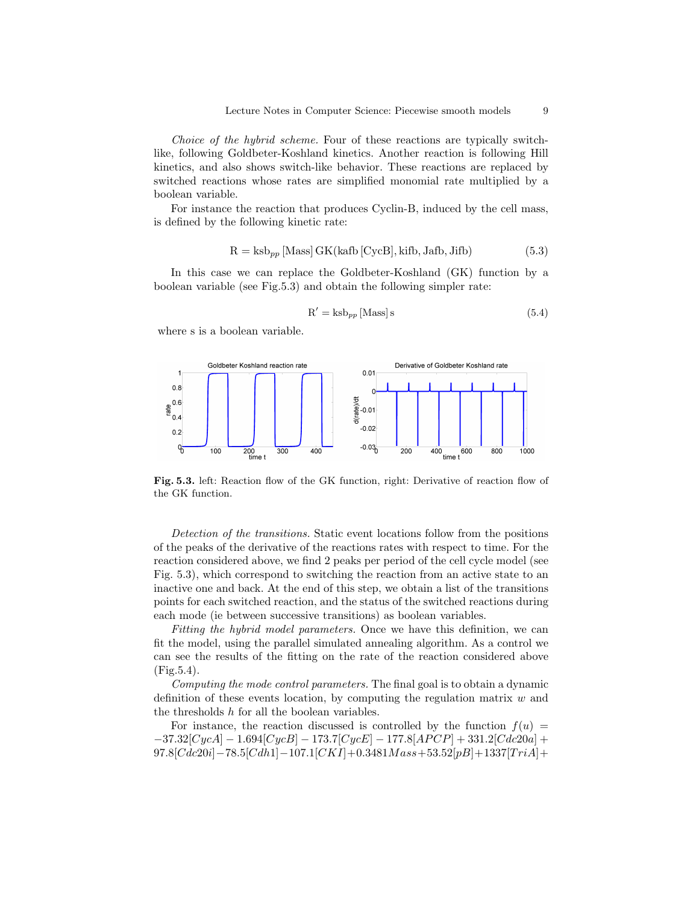*Choice of the hybrid scheme.* Four of these reactions are typically switch-like, following Goldbeter-Koshland kinetics. Another reaction is following Hill kinetics, and also shows switch-like behavior. These reactions are replaced by switched reactions whose rates are simplified monomial rate multiplied by a boolean variable.

For instance the reaction that produces Cyclin-B, induced by the cell mass, is defined by the following kinetic rate:

$$\mathrm{R} = \mathrm{ksb}_{pp}\,[\mathrm{Mass}]\,\mathrm{GK}(\mathrm{kafb}\,[\mathrm{CycB}], \mathrm{kifb}, \mathrm{Jafb}, \mathrm{Jifb}) \tag{5.3}$$

In this case we can replace the Goldbeter-Koshland (GK) function by a boolean variable (see Fig.5.3) and obtain the following simpler rate:

$$\mathrm{R}' = \mathrm{ksb}_{pp}\,[\mathrm{Mass}]\,\mathrm{s} \tag{5.4}$$

where s is a boolean variable.

**Fig. 5.3.** left: Reaction flow of the GK function, right: Derivative of reaction flow of the GK function.

*Detection of the transitions.* Static event locations follow from the positions of the peaks of the derivative of the reactions rates with respect to time. For the reaction considered above, we find 2 peaks per period of the cell cycle model (see Fig. 5.3), which correspond to switching the reaction from an active state to an inactive one and back. At the end of this step, we obtain a list of the transitions points for each switched reaction, and the status of the switched reactions during each mode (ie between successive transitions) as boolean variables.

*Fitting the hybrid model parameters.* Once we have this definition, we can fit the model, using the parallel simulated annealing algorithm. As a control we can see the results of the fitting on the rate of the reaction considered above (Fig.5.4).

*Computing the mode control parameters.* The final goal is to obtain a dynamic definition of these events location, by computing the regulation matrix $w$ and the thresholds $h$ for all the boolean variables.

For instance, the reaction discussed is controlled by the function $f(u) = -37.32[CycA] - 1.694[CycB] - 173.7[CycE] - 177.8[APCP] + 331.2[Cdc20a] + 97.8[Cdc20i] - 78.5[Cdh1] - 107.1[CKI] + 0.3481 Mass + 53.52[pB] + 1337[TriA] +$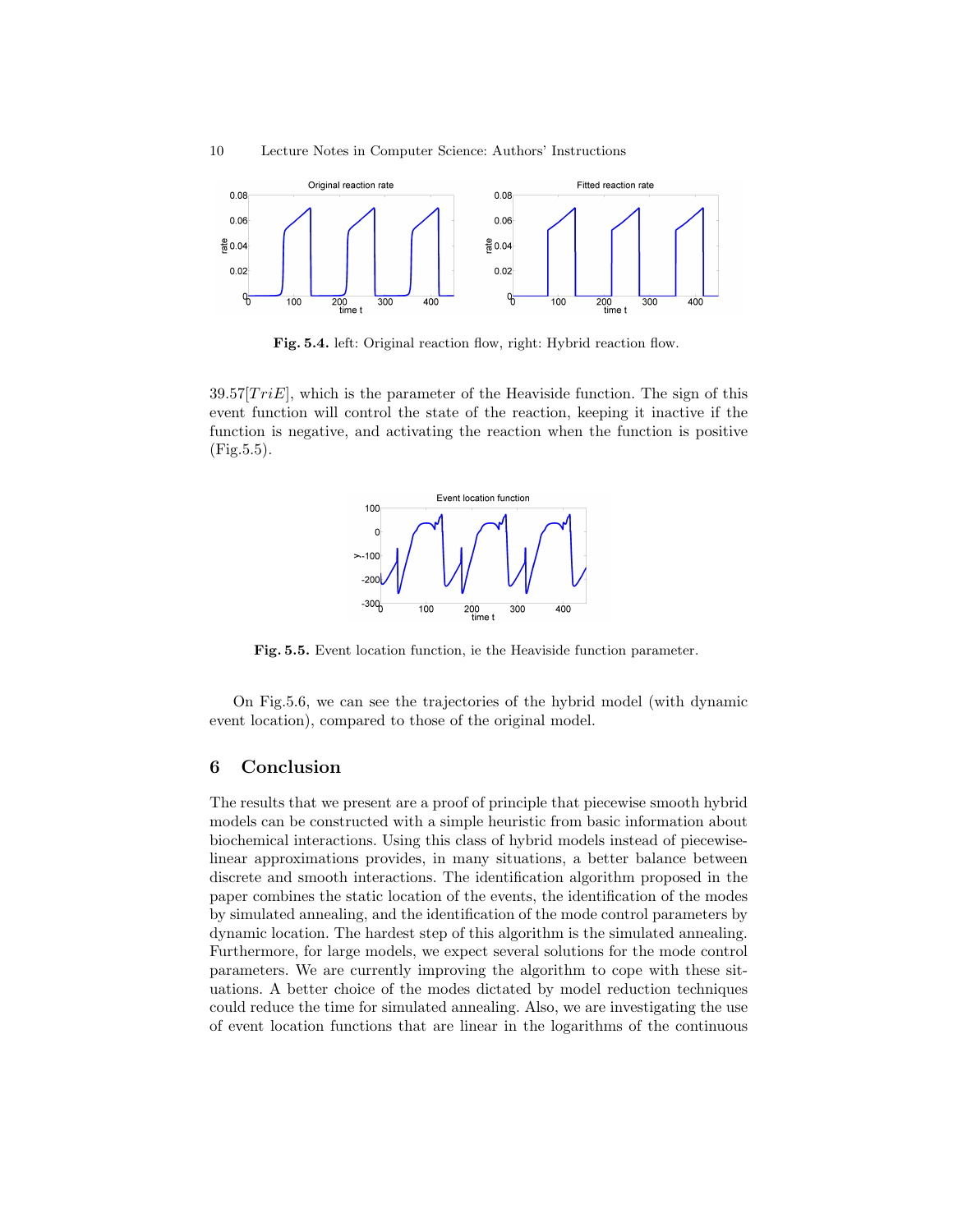Fig. 5.4. left: Original reaction flow, right: Hybrid reaction flow.

$39.57[TriE]$, which is the parameter of the Heaviside function. The sign of this event function will control the state of the reaction, keeping it inactive if the function is negative, and activating the reaction when the function is positive (Fig.5.5).

Fig. 5.5. Event location function, ie the Heaviside function parameter.

On Fig.5.6, we can see the trajectories of the hybrid model (with dynamic event location), compared to those of the original model.

## 6 Conclusion

The results that we present are a proof of principle that piecewise smooth hybrid models can be constructed with a simple heuristic from basic information about biochemical interactions. Using this class of hybrid models instead of piecewise-linear approximations provides, in many situations, a better balance between discrete and smooth interactions. The identification algorithm proposed in the paper combines the static location of the events, the identification of the modes by simulated annealing, and the identification of the mode control parameters by dynamic location. The hardest step of this algorithm is the simulated annealing. Furthermore, for large models, we expect several solutions for the mode control parameters. We are currently improving the algorithm to cope with these situations. A better choice of the modes dictated by model reduction techniques could reduce the time for simulated annealing. Also, we are investigating the use of event location functions that are linear in the logarithms of the continuous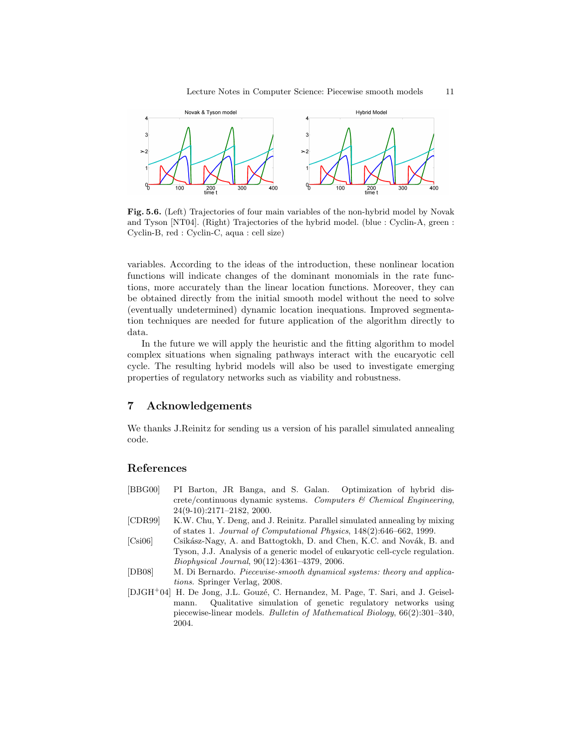**Fig. 5.6.** (Left) Trajectories of four main variables of the non-hybrid model by Novak and Tyson [NT04]. (Right) Trajectories of the hybrid model. (blue : Cyclin-A, green : Cyclin-B, red : Cyclin-C, aqua : cell size)

variables. According to the ideas of the introduction, these nonlinear location functions will indicate changes of the dominant monomials in the rate functions, more accurately than the linear location functions. Moreover, they can be obtained directly from the initial smooth model without the need to solve (eventually undetermined) dynamic location inequations. Improved segmentation techniques are needed for future application of the algorithm directly to data.

In the future we will apply the heuristic and the fitting algorithm to model complex situations when signaling pathways interact with the eucaryotic cell cycle. The resulting hybrid models will also be used to investigate emerging properties of regulatory networks such as viability and robustness.

## 7 Acknowledgements

We thanks J.Reinitz for sending us a version of his parallel simulated annealing code.

## References

- [BBG00] PI Barton, JR Banga, and S. Galan. Optimization of hybrid discrete/continuous dynamic systems. *Computers & Chemical Engineering*, 24(9-10):2171–2182, 2000.
- [CDR99] K.W. Chu, Y. Deng, and J. Reinitz. Parallel simulated annealing by mixing of states 1. *Journal of Computational Physics*, 148(2):646–662, 1999.
- [Csi06] Csikász-Nagy, A. and Battogtokh, D. and Chen, K.C. and Novák, B. and Tyson, J.J. Analysis of a generic model of eukaryotic cell-cycle regulation. *Biophysical Journal*, 90(12):4361–4379, 2006.
- [DB08] M. Di Bernardo. *Piecewise-smooth dynamical systems: theory and applications.* Springer Verlag, 2008.
- [DJGH+04] H. De Jong, J.L. Gouzé, C. Hernandez, M. Page, T. Sari, and J. Geiselmann. Qualitative simulation of genetic regulatory networks using piecewise-linear models. *Bulletin of Mathematical Biology*, 66(2):301–340, 2004.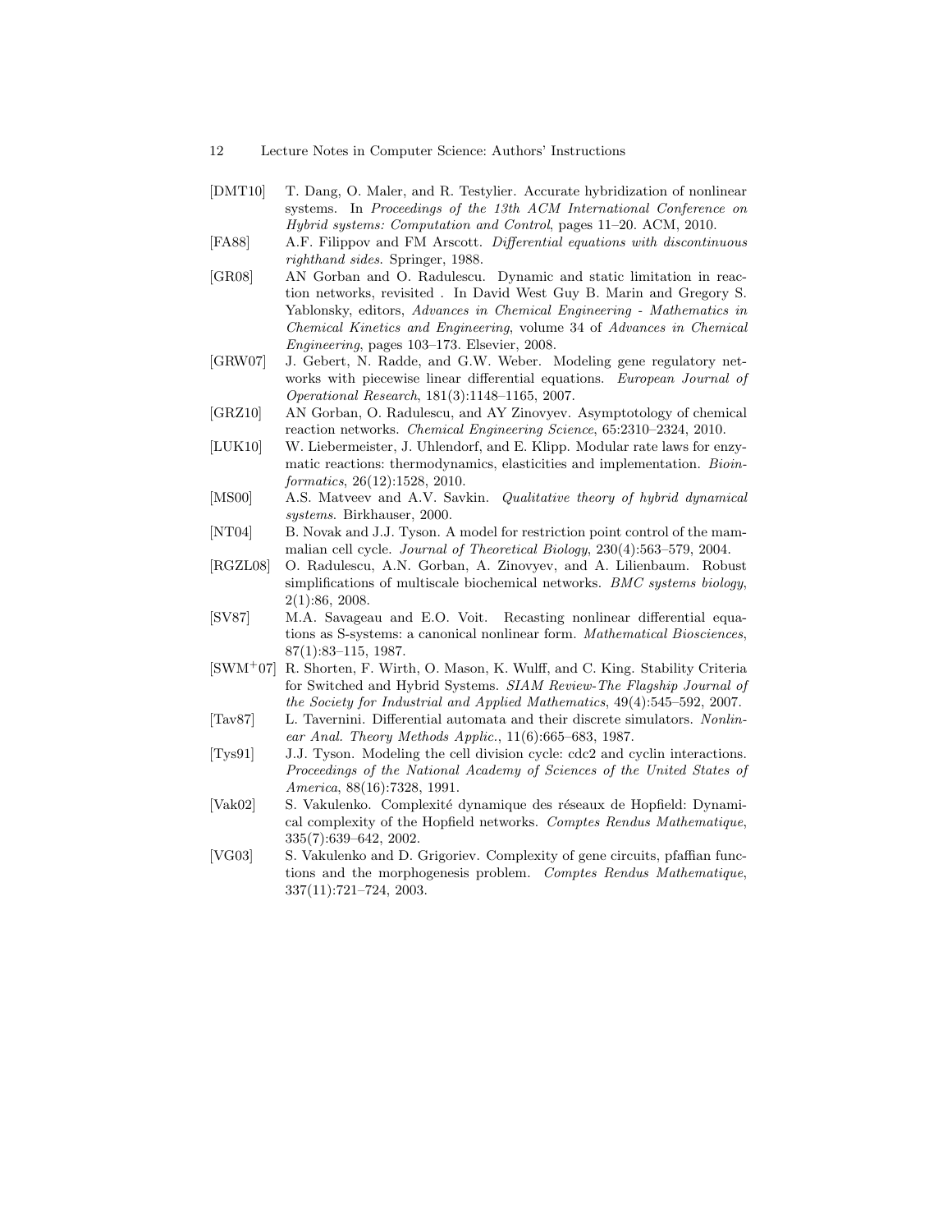[DMT10] T. Dang, O. Maler, and R. Testylier. Accurate hybridization of nonlinear systems. In *Proceedings of the 13th ACM International Conference on Hybrid systems: Computation and Control*, pages 11–20. ACM, 2010.

[FA88] A.F. Filippov and FM Arscott. *Differential equations with discontinuous righthand sides*. Springer, 1988.

[GR08] AN Gorban and O. Radulescu. Dynamic and static limitation in reaction networks, revisited . In David West Guy B. Marin and Gregory S. Yablonsky, editors, *Advances in Chemical Engineering - Mathematics in Chemical Kinetics and Engineering*, volume 34 of *Advances in Chemical Engineering*, pages 103–173. Elsevier, 2008.

[GRW07] J. Gebert, N. Radde, and G.W. Weber. Modeling gene regulatory networks with piecewise linear differential equations. *European Journal of Operational Research*, 181(3):1148–1165, 2007.

[GRZ10] AN Gorban, O. Radulescu, and AY Zinovyev. Asymptotology of chemical reaction networks. *Chemical Engineering Science*, 65:2310–2324, 2010.

[LUK10] W. Liebermeister, J. Uhlendorf, and E. Klipp. Modular rate laws for enzymatic reactions: thermodynamics, elasticities and implementation. *Bioinformatics*, 26(12):1528, 2010.

[MS00] A.S. Matveev and A.V. Savkin. *Qualitative theory of hybrid dynamical systems*. Birkhauser, 2000.

[NT04] B. Novak and J.J. Tyson. A model for restriction point control of the mammalian cell cycle. *Journal of Theoretical Biology*, 230(4):563–579, 2004.

[RGZL08] O. Radulescu, A.N. Gorban, A. Zinovyev, and A. Lilienbaum. Robust simplifications of multiscale biochemical networks. *BMC systems biology*, 2(1):86, 2008.

[SV87] M.A. Savageau and E.O. Voit. Recasting nonlinear differential equations as S-systems: a canonical nonlinear form. *Mathematical Biosciences*, 87(1):83–115, 1987.

[SWM+07] R. Shorten, F. Wirth, O. Mason, K. Wulff, and C. King. Stability Criteria for Switched and Hybrid Systems. *SIAM Review-The Flagship Journal of the Society for Industrial and Applied Mathematics*, 49(4):545–592, 2007.

[Tav87] L. Tavernini. Differential automata and their discrete simulators. *Nonlinear Anal. Theory Methods Applic.*, 11(6):665–683, 1987.

[Tys91] J.J. Tyson. Modeling the cell division cycle: cdc2 and cyclin interactions. *Proceedings of the National Academy of Sciences of the United States of America*, 88(16):7328, 1991.

[Vak02] S. Vakulenko. Complexité dynamique des réseaux de Hopfield: Dynamical complexity of the Hopfield networks. *Comptes Rendus Mathematique*, 335(7):639–642, 2002.

[VG03] S. Vakulenko and D. Grigoriev. Complexity of gene circuits, pfaffian functions and the morphogenesis problem. *Comptes Rendus Mathematique*, 337(11):721–724, 2003.